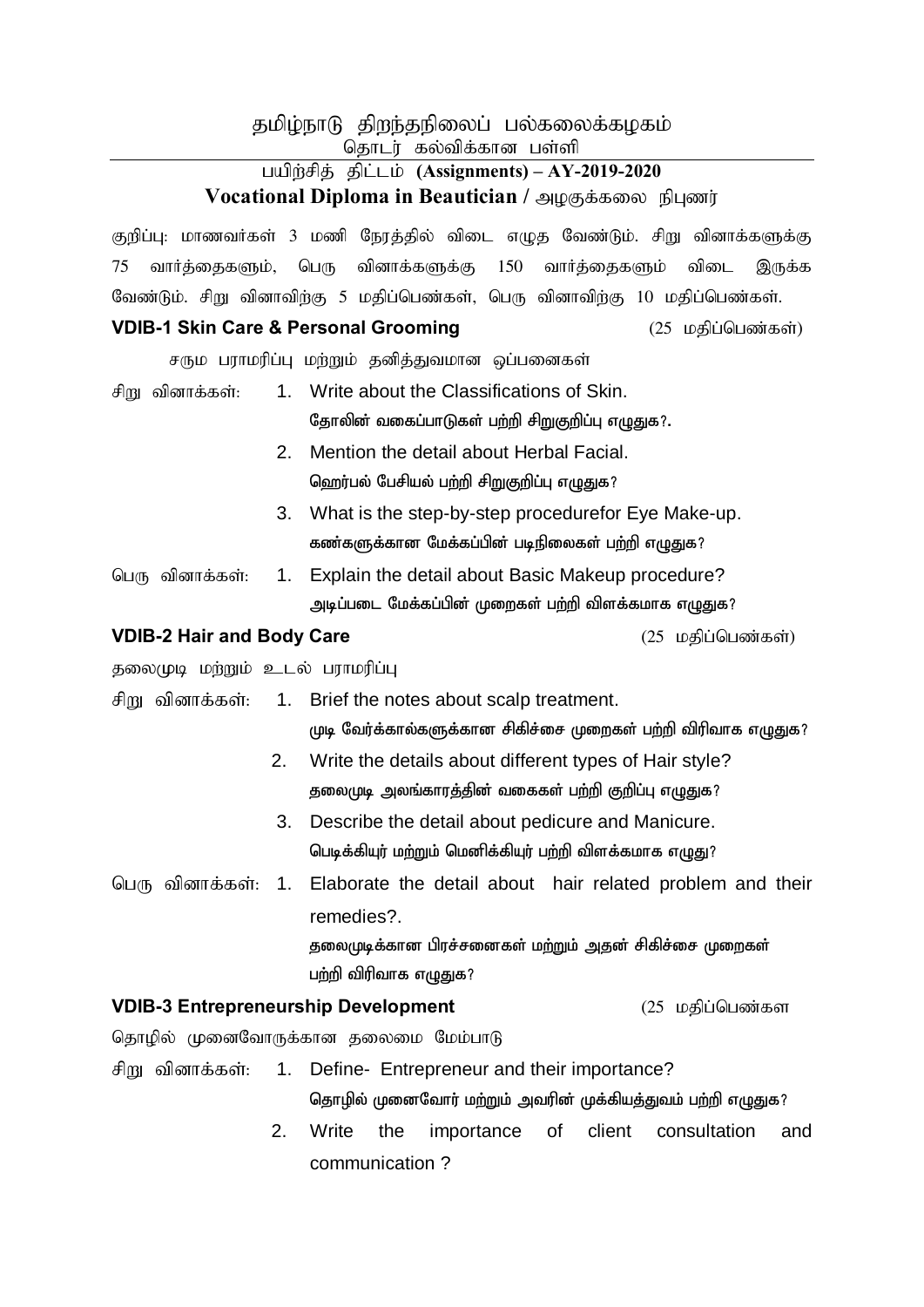# தமிழ்நாடு திறந்தநிலைப் பல்கலைக்கழகம்

## தொடர் கல்விக்கான பள்ளி

## பயிற்சித் திட்டம் (Assignments) – AY-2019-2020

## Vocational Diploma in Beautician / அழகுக்கலை நிபுணர்

குறிப்பு: மாணவர்கள் 3 மணி நேரத்தில் விடை எழுத வேண்டும். சிறு வினாக்களுக்கு 75 வார்த்தைகளும், பெரு வினாக்களுக்கு 150 வார்த்தைகளும் விடை இருக்க வேண்டும். சிறு வினாவிற்கு 5 மதிப்பெண்கள், பெரு வினாவிற்கு 10 மதிப்பெண்கள்.

### VDIB-1 Skin Care & Personal Grooming (25 மதிப்பெண்கள்)

சரும பராமரிப்பு மற்றும் தனித்துவமான ஒப்பனைகள்

சிறு வினாக்கள்:

1. Write about the Classifications of Skin.
   தோலின் வகைப்பாடுகள் பற்றி சிறுகுறிப்பு எழுதுக?.
2. Mention the detail about Herbal Facial.
   ஹெர்பல் பேசியல் பற்றி சிறுகுறிப்பு எழுதுக?
3. What is the step-by-step procedurefor Eye Make-up.
   கண்களுக்கான மேக்கப்பின் படிநிலைகள் பற்றி எழுதுக?

பெரு வினாக்கள்:

1. Explain the detail about Basic Makeup procedure?
   அடிப்படை மேக்கப்பின் முறைகள் பற்றி விளக்கமாக எழுதுக?

### VDIB-2 Hair and Body Care (25 மதிப்பெண்கள்)

தலைமுடி மற்றும் உடல் பராமரிப்பு

சிறு வினாக்கள்:

1. Brief the notes about scalp treatment.
   முடி வேர்க்கால்களுக்கான சிகிச்சை முறைகள் பற்றி விரிவாக எழுதுக?
2. Write the details about different types of Hair style?
   தலைமுடி அலங்காரத்தின் வகைகள் பற்றி குறிப்பு எழுதுக?
3. Describe the detail about pedicure and Manicure.
   பெடிக்கியூர் மற்றும் மெனிக்கியூர் பற்றி விளக்கமாக எழுது?

பெரு வினாக்கள்:

1. Elaborate the detail about hair related problem and their remedies?.
   தலைமுடிக்கான பிரச்சனைகள் மற்றும் அதன் சிகிச்சை முறைகள் பற்றி விரிவாக எழுதுக?

### VDIB-3 Entrepreneurship Development (25 மதிப்பெண்கள

தொழில் முனைவோருக்கான தலைமை மேம்பாடு

சிறு வினாக்கள்:

1. Define- Entrepreneur and their importance?
   தொழில் முனைவோர் மற்றும் அவரின் முக்கியத்துவம் பற்றி எழுதுக?
2. Write the importance of client consultation and communication ?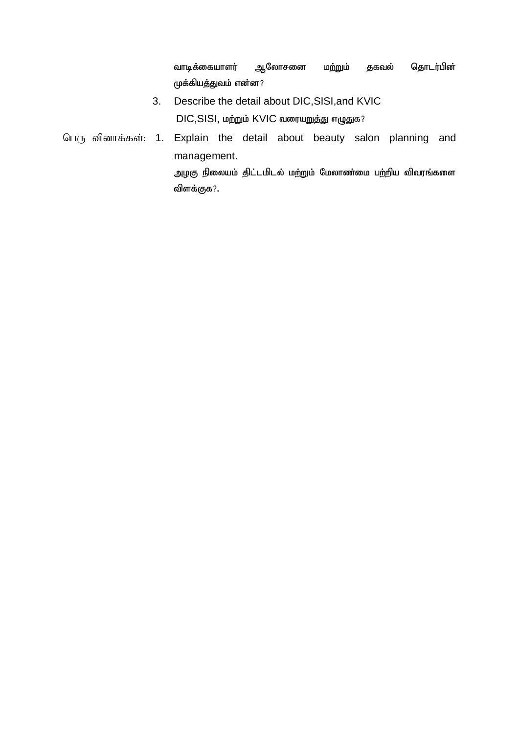வாடிக்கையாளர் ஆலோசனை மற்றும் தகவல் தொடர்பின் முக்கியத்துவம் என்ன?

3. Describe the detail about DIC,SISI,and KVIC

   DIC,SISI, மற்றும் KVIC வரையறுத்து எழுதுக?

பெரு வினாக்கள்: 1. Explain the detail about beauty salon planning and management.

   அழகு நிலையம் திட்டமிடல் மற்றும் மேலாண்மை பற்றிய விவரங்களை விளக்குக?.